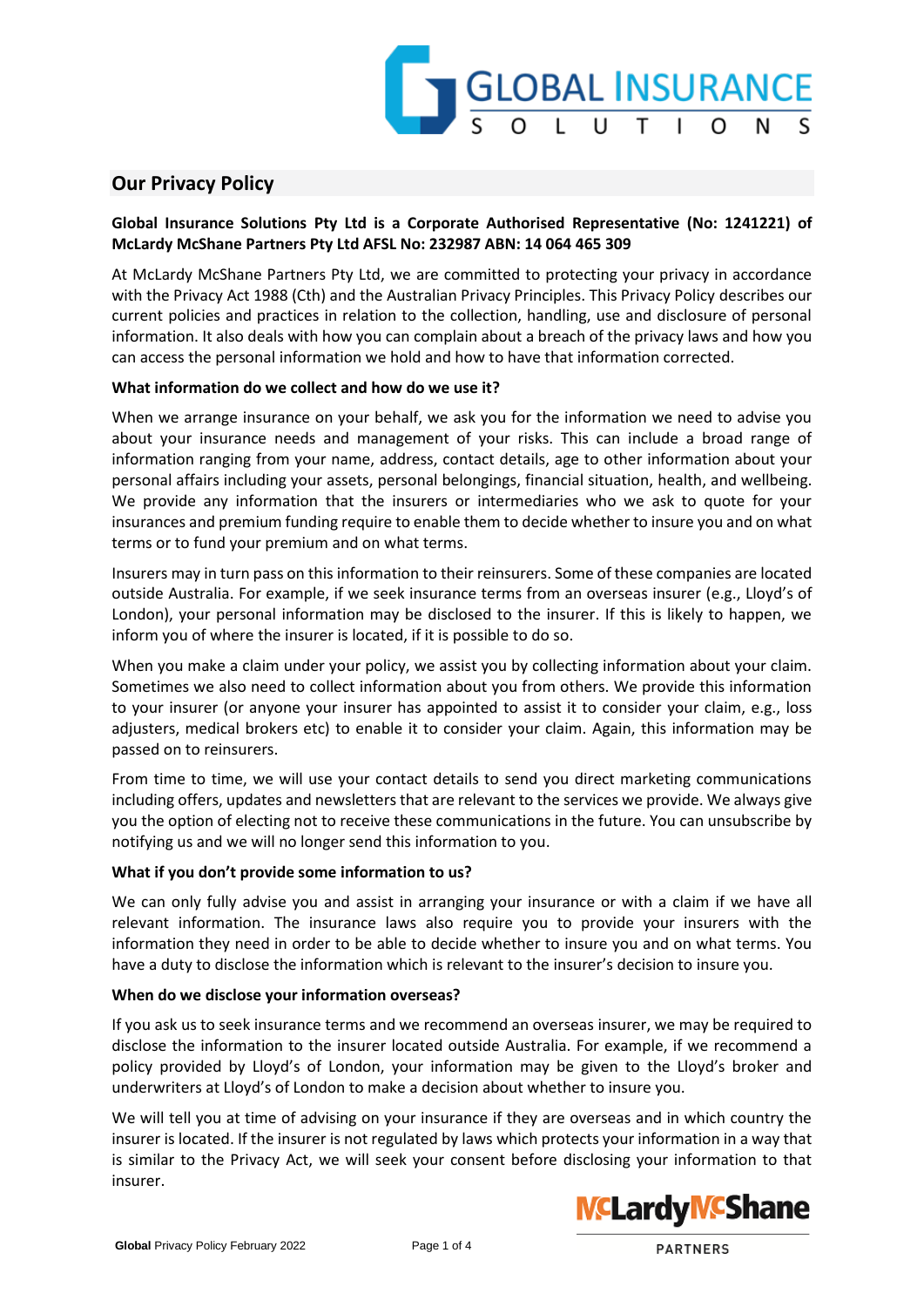## Our Privacy Policy

**Global Insurance Solutions Pty Ltd is a Corporate Authorised Representative (No: 1241221) of McLardy McShane Partners Pty Ltd AFSL No: 232987 ABN: 14 064 465 309**

At McLardy McShane Partners Pty Ltd, we are committed to protecting your privacy in accordance with the Privacy Act 1988 (Cth) and the Australian Privacy Principles. This Privacy Policy describes our current policies and practices in relation to the collection, handling, use and disclosure of personal information. It also deals with how you can complain about a breach of the privacy laws and how you can access the personal information we hold and how to have that information corrected.

**What information do we collect and how do we use it?**

When we arrange insurance on your behalf, we ask you for the information we need to advise you about your insurance needs and management of your risks. This can include a broad range of information ranging from your name, address, contact details, age to other information about your personal affairs including your assets, personal belongings, financial situation, health, and wellbeing. We provide any information that the insurers or intermediaries who we ask to quote for your insurances and premium funding require to enable them to decide whether to insure you and on what terms or to fund your premium and on what terms.

Insurers may in turn pass on this information to their reinsurers. Some of these companies are located outside Australia. For example, if we seek insurance terms from an overseas insurer (e.g., Lloyd's of London), your personal information may be disclosed to the insurer. If this is likely to happen, we inform you of where the insurer is located, if it is possible to do so.

When you make a claim under your policy, we assist you by collecting information about your claim. Sometimes we also need to collect information about you from others. We provide this information to your insurer (or anyone your insurer has appointed to assist it to consider your claim, e.g., loss adjusters, medical brokers etc) to enable it to consider your claim. Again, this information may be passed on to reinsurers.

From time to time, we will use your contact details to send you direct marketing communications including offers, updates and newsletters that are relevant to the services we provide. We always give you the option of electing not to receive these communications in the future. You can unsubscribe by notifying us and we will no longer send this information to you.

**What if you don't provide some information to us?**

We can only fully advise you and assist in arranging your insurance or with a claim if we have all relevant information. The insurance laws also require you to provide your insurers with the information they need in order to be able to decide whether to insure you and on what terms. You have a duty to disclose the information which is relevant to the insurer's decision to insure you.

**When do we disclose your information overseas?**

If you ask us to seek insurance terms and we recommend an overseas insurer, we may be required to disclose the information to the insurer located outside Australia. For example, if we recommend a policy provided by Lloyd's of London, your information may be given to the Lloyd's broker and underwriters at Lloyd's of London to make a decision about whether to insure you.

We will tell you at time of advising on your insurance if they are overseas and in which country the insurer is located. If the insurer is not regulated by laws which protects your information in a way that is similar to the Privacy Act, we will seek your consent before disclosing your information to that insurer.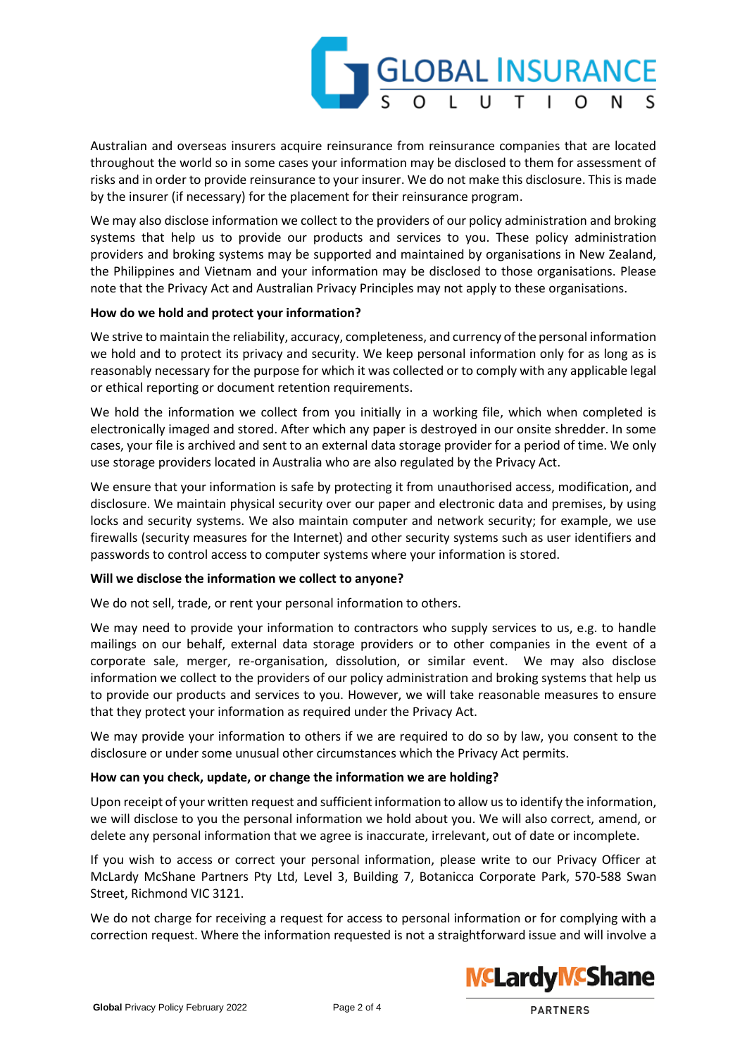Australian and overseas insurers acquire reinsurance from reinsurance companies that are located throughout the world so in some cases your information may be disclosed to them for assessment of risks and in order to provide reinsurance to your insurer. We do not make this disclosure. This is made by the insurer (if necessary) for the placement for their reinsurance program.

We may also disclose information we collect to the providers of our policy administration and broking systems that help us to provide our products and services to you. These policy administration providers and broking systems may be supported and maintained by organisations in New Zealand, the Philippines and Vietnam and your information may be disclosed to those organisations. Please note that the Privacy Act and Australian Privacy Principles may not apply to these organisations.

**How do we hold and protect your information?**

We strive to maintain the reliability, accuracy, completeness, and currency of the personal information we hold and to protect its privacy and security. We keep personal information only for as long as is reasonably necessary for the purpose for which it was collected or to comply with any applicable legal or ethical reporting or document retention requirements.

We hold the information we collect from you initially in a working file, which when completed is electronically imaged and stored. After which any paper is destroyed in our onsite shredder. In some cases, your file is archived and sent to an external data storage provider for a period of time. We only use storage providers located in Australia who are also regulated by the Privacy Act.

We ensure that your information is safe by protecting it from unauthorised access, modification, and disclosure. We maintain physical security over our paper and electronic data and premises, by using locks and security systems. We also maintain computer and network security; for example, we use firewalls (security measures for the Internet) and other security systems such as user identifiers and passwords to control access to computer systems where your information is stored.

**Will we disclose the information we collect to anyone?**

We do not sell, trade, or rent your personal information to others.

We may need to provide your information to contractors who supply services to us, e.g. to handle mailings on our behalf, external data storage providers or to other companies in the event of a corporate sale, merger, re-organisation, dissolution, or similar event. We may also disclose information we collect to the providers of our policy administration and broking systems that help us to provide our products and services to you. However, we will take reasonable measures to ensure that they protect your information as required under the Privacy Act.

We may provide your information to others if we are required to do so by law, you consent to the disclosure or under some unusual other circumstances which the Privacy Act permits.

**How can you check, update, or change the information we are holding?**

Upon receipt of your written request and sufficient information to allow us to identify the information, we will disclose to you the personal information we hold about you. We will also correct, amend, or delete any personal information that we agree is inaccurate, irrelevant, out of date or incomplete.

If you wish to access or correct your personal information, please write to our Privacy Officer at McLardy McShane Partners Pty Ltd, Level 3, Building 7, Botanicca Corporate Park, 570-588 Swan Street, Richmond VIC 3121.

We do not charge for receiving a request for access to personal information or for complying with a correction request. Where the information requested is not a straightforward issue and will involve a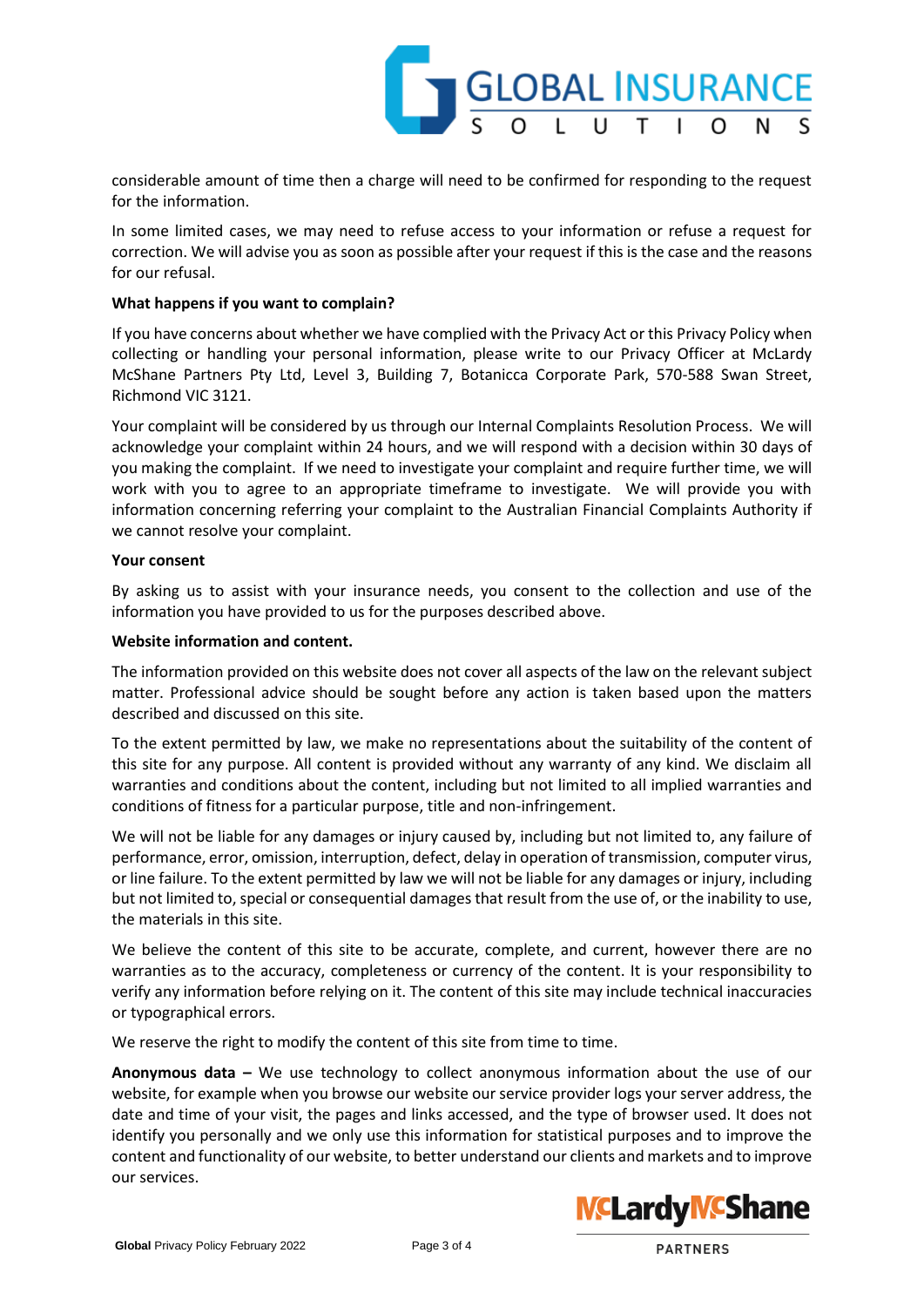considerable amount of time then a charge will need to be confirmed for responding to the request for the information.

In some limited cases, we may need to refuse access to your information or refuse a request for correction. We will advise you as soon as possible after your request if this is the case and the reasons for our refusal.

**What happens if you want to complain?**

If you have concerns about whether we have complied with the Privacy Act or this Privacy Policy when collecting or handling your personal information, please write to our Privacy Officer at McLardy McShane Partners Pty Ltd, Level 3, Building 7, Botanicca Corporate Park, 570-588 Swan Street, Richmond VIC 3121.

Your complaint will be considered by us through our Internal Complaints Resolution Process. We will acknowledge your complaint within 24 hours, and we will respond with a decision within 30 days of you making the complaint. If we need to investigate your complaint and require further time, we will work with you to agree to an appropriate timeframe to investigate. We will provide you with information concerning referring your complaint to the Australian Financial Complaints Authority if we cannot resolve your complaint.

**Your consent**

By asking us to assist with your insurance needs, you consent to the collection and use of the information you have provided to us for the purposes described above.

**Website information and content.**

The information provided on this website does not cover all aspects of the law on the relevant subject matter. Professional advice should be sought before any action is taken based upon the matters described and discussed on this site.

To the extent permitted by law, we make no representations about the suitability of the content of this site for any purpose. All content is provided without any warranty of any kind. We disclaim all warranties and conditions about the content, including but not limited to all implied warranties and conditions of fitness for a particular purpose, title and non-infringement.

We will not be liable for any damages or injury caused by, including but not limited to, any failure of performance, error, omission, interruption, defect, delay in operation of transmission, computer virus, or line failure. To the extent permitted by law we will not be liable for any damages or injury, including but not limited to, special or consequential damages that result from the use of, or the inability to use, the materials in this site.

We believe the content of this site to be accurate, complete, and current, however there are no warranties as to the accuracy, completeness or currency of the content. It is your responsibility to verify any information before relying on it. The content of this site may include technical inaccuracies or typographical errors.

We reserve the right to modify the content of this site from time to time.

**Anonymous data –** We use technology to collect anonymous information about the use of our website, for example when you browse our website our service provider logs your server address, the date and time of your visit, the pages and links accessed, and the type of browser used. It does not identify you personally and we only use this information for statistical purposes and to improve the content and functionality of our website, to better understand our clients and markets and to improve our services.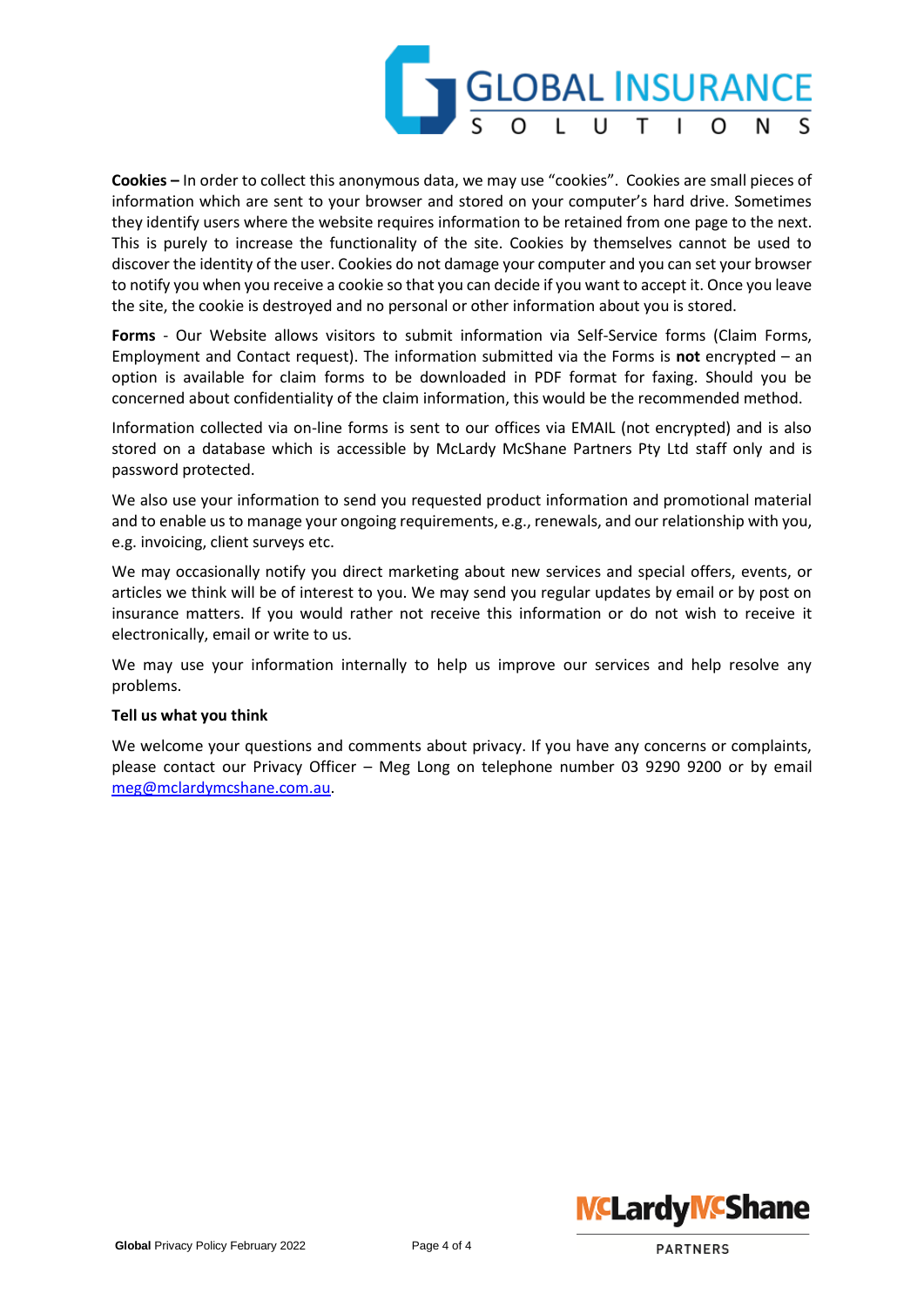**Cookies –** In order to collect this anonymous data, we may use "cookies". Cookies are small pieces of information which are sent to your browser and stored on your computer's hard drive. Sometimes they identify users where the website requires information to be retained from one page to the next. This is purely to increase the functionality of the site. Cookies by themselves cannot be used to discover the identity of the user. Cookies do not damage your computer and you can set your browser to notify you when you receive a cookie so that you can decide if you want to accept it. Once you leave the site, the cookie is destroyed and no personal or other information about you is stored.

**Forms** - Our Website allows visitors to submit information via Self-Service forms (Claim Forms, Employment and Contact request). The information submitted via the Forms is **not** encrypted – an option is available for claim forms to be downloaded in PDF format for faxing. Should you be concerned about confidentiality of the claim information, this would be the recommended method.

Information collected via on-line forms is sent to our offices via EMAIL (not encrypted) and is also stored on a database which is accessible by McLardy McShane Partners Pty Ltd staff only and is password protected.

We also use your information to send you requested product information and promotional material and to enable us to manage your ongoing requirements, e.g., renewals, and our relationship with you, e.g. invoicing, client surveys etc.

We may occasionally notify you direct marketing about new services and special offers, events, or articles we think will be of interest to you. We may send you regular updates by email or by post on insurance matters. If you would rather not receive this information or do not wish to receive it electronically, email or write to us.

We may use your information internally to help us improve our services and help resolve any problems.

**Tell us what you think**

We welcome your questions and comments about privacy. If you have any concerns or complaints, please contact our Privacy Officer – Meg Long on telephone number 03 9290 9200 or by email meg@mclardymcshane.com.au.